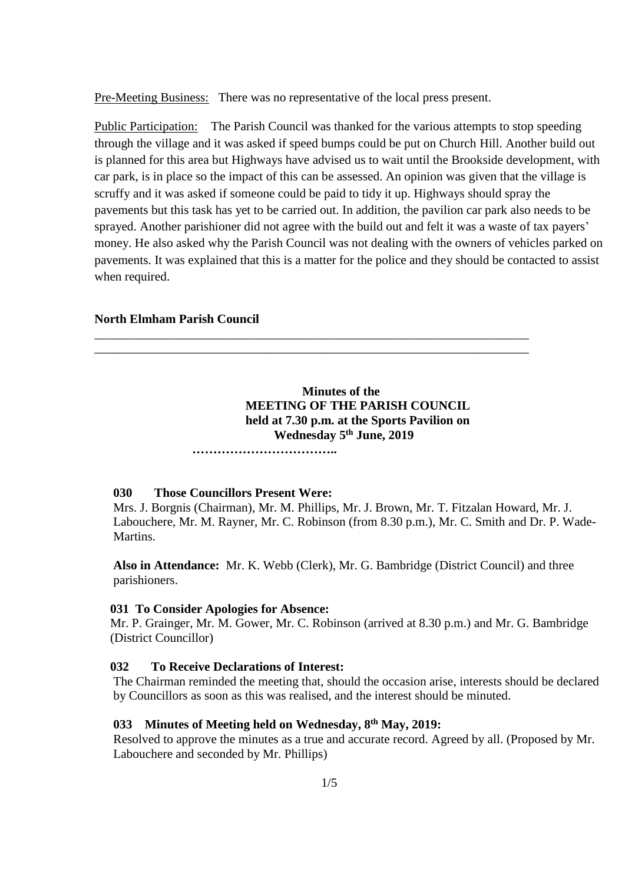Pre-Meeting Business: There was no representative of the local press present.

Public Participation: The Parish Council was thanked for the various attempts to stop speeding through the village and it was asked if speed bumps could be put on Church Hill. Another build out is planned for this area but Highways have advised us to wait until the Brookside development, with car park, is in place so the impact of this can be assessed. An opinion was given that the village is scruffy and it was asked if someone could be paid to tidy it up. Highways should spray the pavements but this task has yet to be carried out. In addition, the pavilion car park also needs to be sprayed. Another parishioner did not agree with the build out and felt it was a waste of tax payers' money. He also asked why the Parish Council was not dealing with the owners of vehicles parked on pavements. It was explained that this is a matter for the police and they should be contacted to assist when required.

**North Elmham Parish Council**

---

**Minutes of the**
**MEETING OF THE PARISH COUNCIL**
**held at 7.30 p.m. at the Sports Pavilion on**
**Wednesday 5th June, 2019**

**……………………………..**

**030 Those Councillors Present Were:**

Mrs. J. Borgnis (Chairman), Mr. M. Phillips, Mr. J. Brown, Mr. T. Fitzalan Howard, Mr. J. Labouchere, Mr. M. Rayner, Mr. C. Robinson (from 8.30 p.m.), Mr. C. Smith and Dr. P. Wade-Martins.

**Also in Attendance:** Mr. K. Webb (Clerk), Mr. G. Bambridge (District Council) and three parishioners.

**031 To Consider Apologies for Absence:**

Mr. P. Grainger, Mr. M. Gower, Mr. C. Robinson (arrived at 8.30 p.m.) and Mr. G. Bambridge (District Councillor)

**032 To Receive Declarations of Interest:**

The Chairman reminded the meeting that, should the occasion arise, interests should be declared by Councillors as soon as this was realised, and the interest should be minuted.

**033 Minutes of Meeting held on Wednesday, 8th May, 2019:**

Resolved to approve the minutes as a true and accurate record. Agreed by all. (Proposed by Mr. Labouchere and seconded by Mr. Phillips)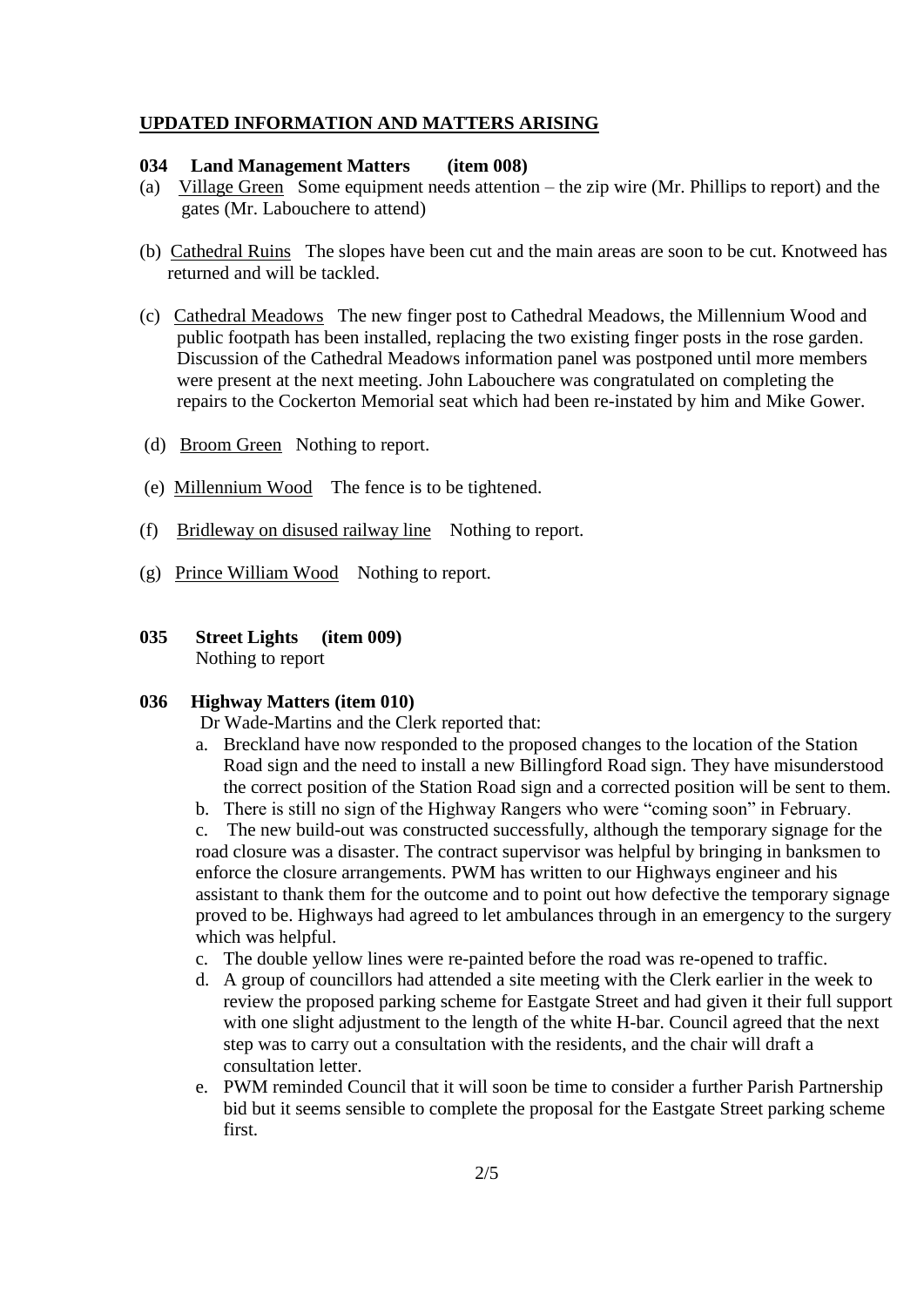## UPDATED INFORMATION AND MATTERS ARISING

### 034 Land Management Matters (item 008)

(a) Village Green Some equipment needs attention – the zip wire (Mr. Phillips to report) and the gates (Mr. Labouchere to attend)

(b) Cathedral Ruins The slopes have been cut and the main areas are soon to be cut. Knotweed has returned and will be tackled.

(c) Cathedral Meadows The new finger post to Cathedral Meadows, the Millennium Wood and public footpath has been installed, replacing the two existing finger posts in the rose garden. Discussion of the Cathedral Meadows information panel was postponed until more members were present at the next meeting. John Labouchere was congratulated on completing the repairs to the Cockerton Memorial seat which had been re-instated by him and Mike Gower.

(d) Broom Green Nothing to report.

(e) Millennium Wood The fence is to be tightened.

(f) Bridleway on disused railway line Nothing to report.

(g) Prince William Wood Nothing to report.

### 035 Street Lights (item 009)

Nothing to report

### 036 Highway Matters (item 010)

Dr Wade-Martins and the Clerk reported that:

a. Breckland have now responded to the proposed changes to the location of the Station Road sign and the need to install a new Billingford Road sign. They have misunderstood the correct position of the Station Road sign and a corrected position will be sent to them.

b. There is still no sign of the Highway Rangers who were "coming soon" in February.

c. The new build-out was constructed successfully, although the temporary signage for the road closure was a disaster. The contract supervisor was helpful by bringing in banksmen to enforce the closure arrangements. PWM has written to our Highways engineer and his assistant to thank them for the outcome and to point out how defective the temporary signage proved to be. Highways had agreed to let ambulances through in an emergency to the surgery which was helpful.

c. The double yellow lines were re-painted before the road was re-opened to traffic.

d. A group of councillors had attended a site meeting with the Clerk earlier in the week to review the proposed parking scheme for Eastgate Street and had given it their full support with one slight adjustment to the length of the white H-bar. Council agreed that the next step was to carry out a consultation with the residents, and the chair will draft a consultation letter.

e. PWM reminded Council that it will soon be time to consider a further Parish Partnership bid but it seems sensible to complete the proposal for the Eastgate Street parking scheme first.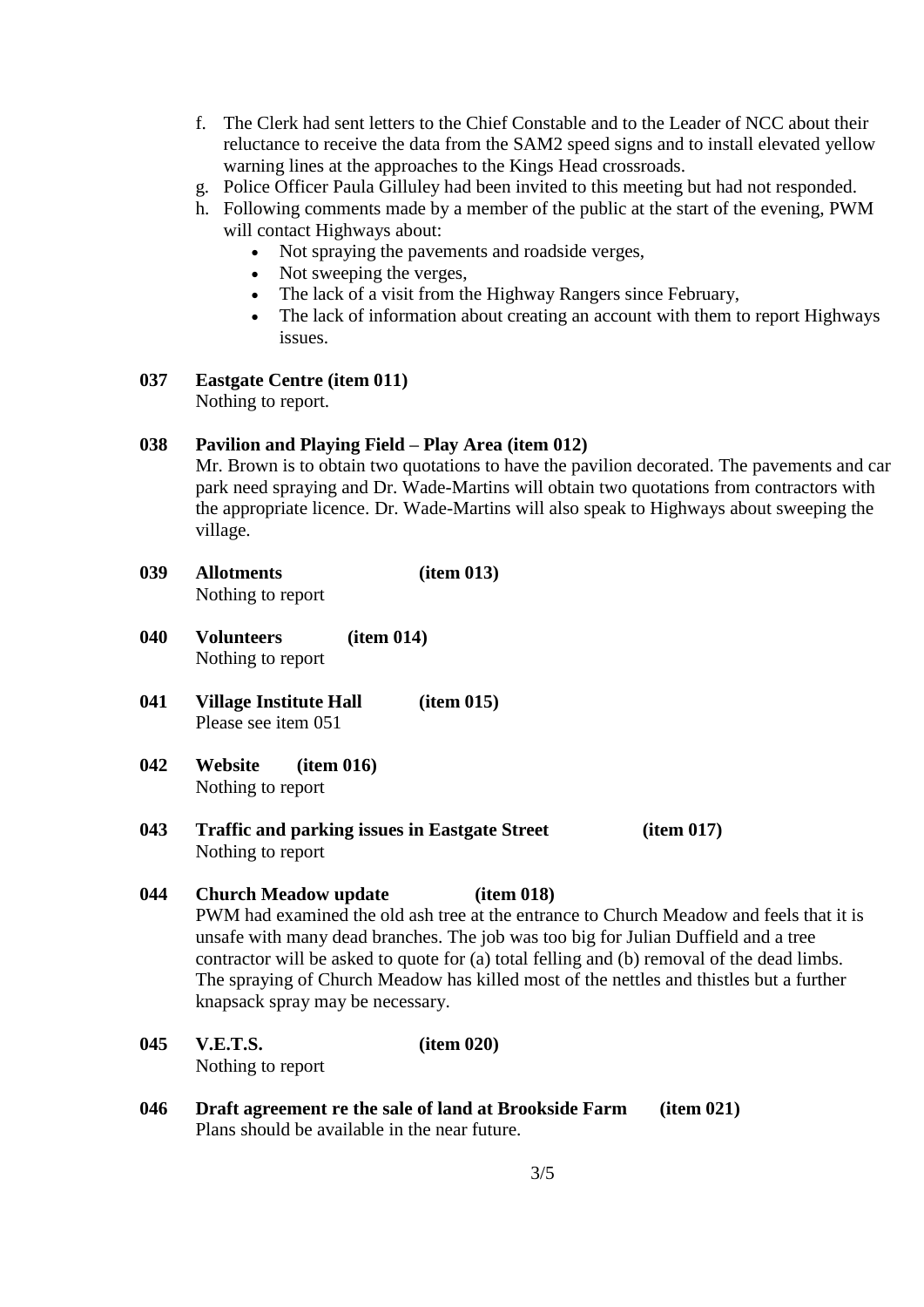f. The Clerk had sent letters to the Chief Constable and to the Leader of NCC about their reluctance to receive the data from the SAM2 speed signs and to install elevated yellow warning lines at the approaches to the Kings Head crossroads.
g. Police Officer Paula Gilluley had been invited to this meeting but had not responded.
h. Following comments made by a member of the public at the start of the evening, PWM will contact Highways about:
    - Not spraying the pavements and roadside verges,
    - Not sweeping the verges,
    - The lack of a visit from the Highway Rangers since February,
    - The lack of information about creating an account with them to report Highways issues.

**037 Eastgate Centre (item 011)**
Nothing to report.

**038 Pavilion and Playing Field – Play Area (item 012)**
Mr. Brown is to obtain two quotations to have the pavilion decorated. The pavements and car park need spraying and Dr. Wade-Martins will obtain two quotations from contractors with the appropriate licence. Dr. Wade-Martins will also speak to Highways about sweeping the village.

**039 Allotments (item 013)**
Nothing to report

**040 Volunteers (item 014)**
Nothing to report

**041 Village Institute Hall (item 015)**
Please see item 051

**042 Website (item 016)**
Nothing to report

**043 Traffic and parking issues in Eastgate Street (item 017)**
Nothing to report

**044 Church Meadow update (item 018)**
PWM had examined the old ash tree at the entrance to Church Meadow and feels that it is unsafe with many dead branches. The job was too big for Julian Duffield and a tree contractor will be asked to quote for (a) total felling and (b) removal of the dead limbs. The spraying of Church Meadow has killed most of the nettles and thistles but a further knapsack spray may be necessary.

**045 V.E.T.S. (item 020)**
Nothing to report

**046 Draft agreement re the sale of land at Brookside Farm (item 021)**
Plans should be available in the near future.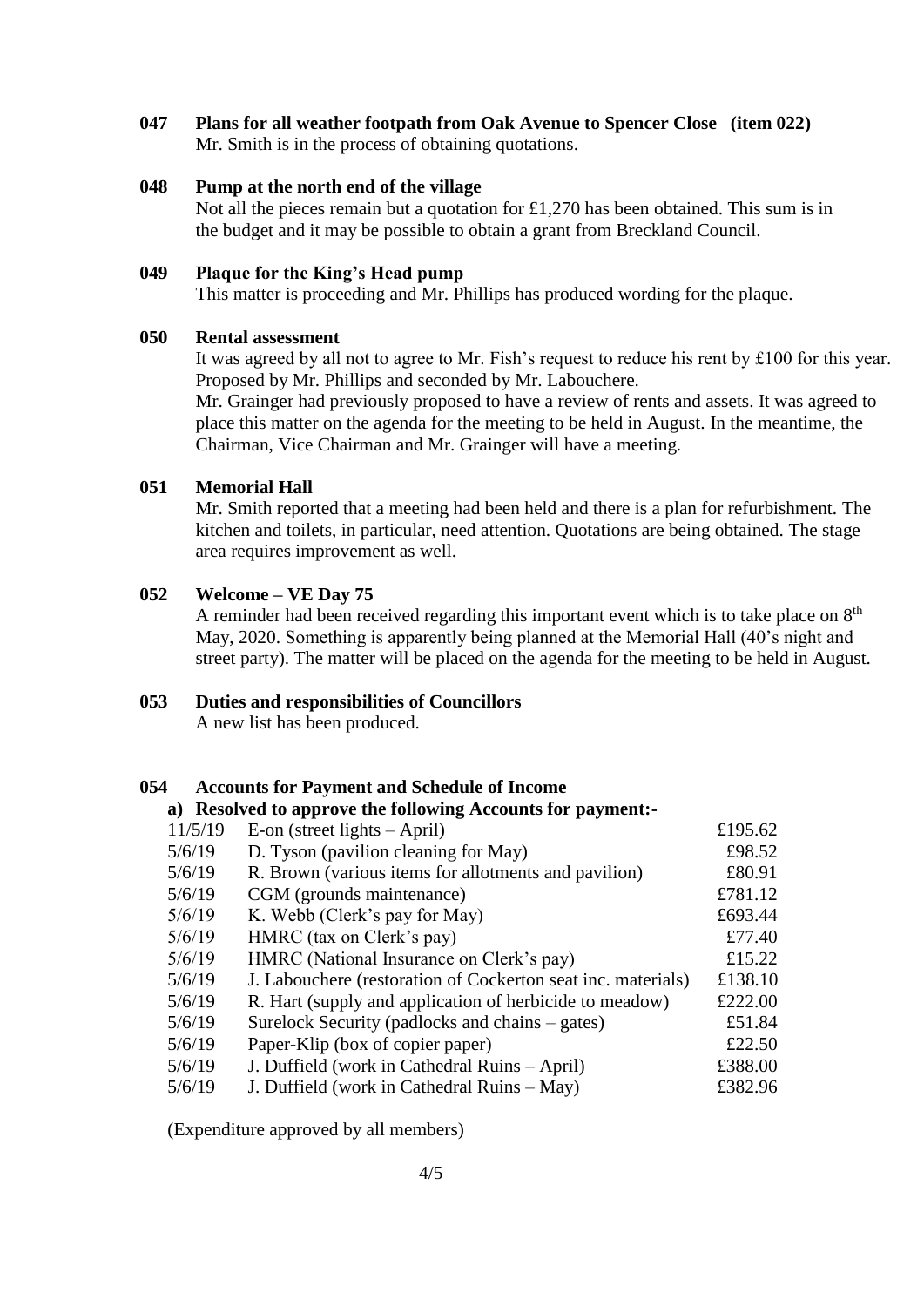**047 Plans for all weather footpath from Oak Avenue to Spencer Close (item 022)**

Mr. Smith is in the process of obtaining quotations.

**048 Pump at the north end of the village**

Not all the pieces remain but a quotation for £1,270 has been obtained. This sum is in the budget and it may be possible to obtain a grant from Breckland Council.

**049 Plaque for the King's Head pump**

This matter is proceeding and Mr. Phillips has produced wording for the plaque.

**050 Rental assessment**

It was agreed by all not to agree to Mr. Fish's request to reduce his rent by £100 for this year. Proposed by Mr. Phillips and seconded by Mr. Labouchere.

Mr. Grainger had previously proposed to have a review of rents and assets. It was agreed to place this matter on the agenda for the meeting to be held in August. In the meantime, the Chairman, Vice Chairman and Mr. Grainger will have a meeting.

**051 Memorial Hall**

Mr. Smith reported that a meeting had been held and there is a plan for refurbishment. The kitchen and toilets, in particular, need attention. Quotations are being obtained. The stage area requires improvement as well.

**052 Welcome – VE Day 75**

A reminder had been received regarding this important event which is to take place on 8th May, 2020. Something is apparently being planned at the Memorial Hall (40's night and street party). The matter will be placed on the agenda for the meeting to be held in August.

**053 Duties and responsibilities of Councillors**

A new list has been produced.

**054 Accounts for Payment and Schedule of Income**

**a) Resolved to approve the following Accounts for payment:-**

| Date | Payee | Amount |
|---|---|---|
| 11/5/19 | E-on (street lights – April) | £195.62 |
| 5/6/19 | D. Tyson (pavilion cleaning for May) | £98.52 |
| 5/6/19 | R. Brown (various items for allotments and pavilion) | £80.91 |
| 5/6/19 | CGM (grounds maintenance) | £781.12 |
| 5/6/19 | K. Webb (Clerk's pay for May) | £693.44 |
| 5/6/19 | HMRC (tax on Clerk's pay) | £77.40 |
| 5/6/19 | HMRC (National Insurance on Clerk's pay) | £15.22 |
| 5/6/19 | J. Labouchere (restoration of Cockerton seat inc. materials) | £138.10 |
| 5/6/19 | R. Hart (supply and application of herbicide to meadow) | £222.00 |
| 5/6/19 | Surelock Security (padlocks and chains – gates) | £51.84 |
| 5/6/19 | Paper-Klip (box of copier paper) | £22.50 |
| 5/6/19 | J. Duffield (work in Cathedral Ruins – April) | £388.00 |
| 5/6/19 | J. Duffield (work in Cathedral Ruins – May) | £382.96 |

(Expenditure approved by all members)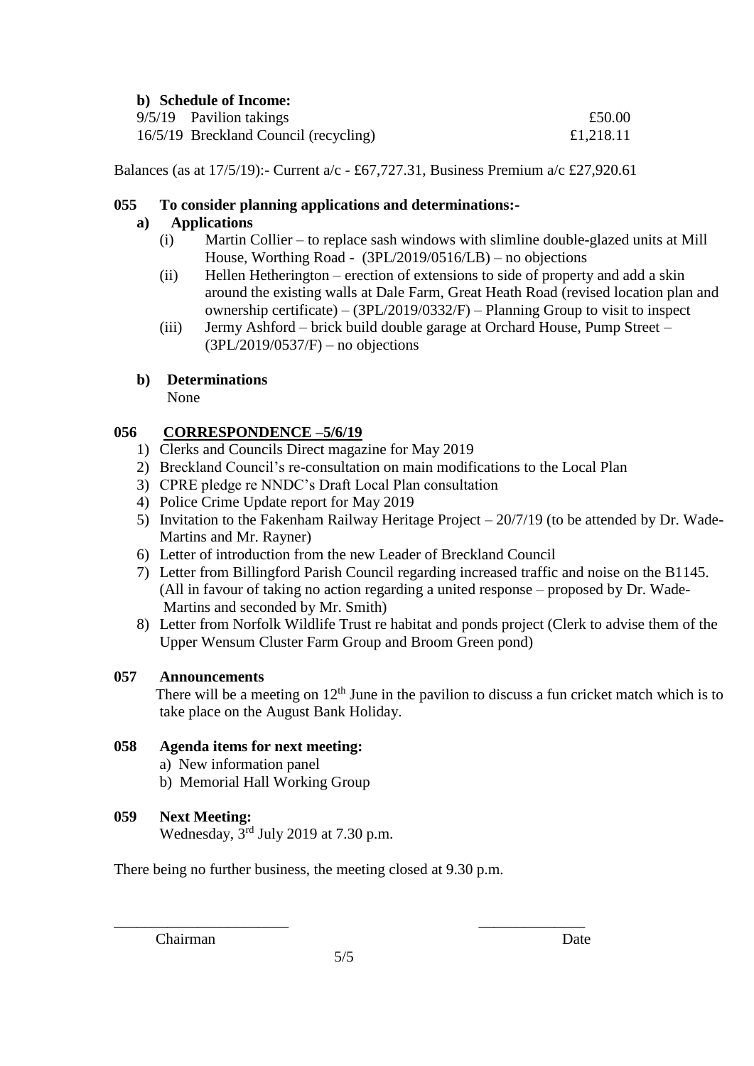**b) Schedule of Income:**

| | | |
|---|---|---|
| 9/5/19 | Pavilion takings | £50.00 |
| 16/5/19 | Breckland Council (recycling) | £1,218.11 |

Balances (as at 17/5/19):- Current a/c - £67,727.31, Business Premium a/c £27,920.61

**055 To consider planning applications and determinations:-**

**a) Applications**

(i) Martin Collier – to replace sash windows with slimline double-glazed units at Mill House, Worthing Road - (3PL/2019/0516/LB) – no objections

(ii) Hellen Hetherington – erection of extensions to side of property and add a skin around the existing walls at Dale Farm, Great Heath Road (revised location plan and ownership certificate) – (3PL/2019/0332/F) – Planning Group to visit to inspect

(iii) Jermy Ashford – brick build double garage at Orchard House, Pump Street – (3PL/2019/0537/F) – no objections

**b) Determinations**

None

**056 <u>CORRESPONDENCE –5/6/19</u>**

1) Clerks and Councils Direct magazine for May 2019
2) Breckland Council's re-consultation on main modifications to the Local Plan
3) CPRE pledge re NNDC's Draft Local Plan consultation
4) Police Crime Update report for May 2019
5) Invitation to the Fakenham Railway Heritage Project – 20/7/19 (to be attended by Dr. Wade-Martins and Mr. Rayner)
6) Letter of introduction from the new Leader of Breckland Council
7) Letter from Billingford Parish Council regarding increased traffic and noise on the B1145. (All in favour of taking no action regarding a united response – proposed by Dr. Wade-Martins and seconded by Mr. Smith)
8) Letter from Norfolk Wildlife Trust re habitat and ponds project (Clerk to advise them of the Upper Wensum Cluster Farm Group and Broom Green pond)

**057 Announcements**

There will be a meeting on 12th June in the pavilion to discuss a fun cricket match which is to take place on the August Bank Holiday.

**058 Agenda items for next meeting:**

a) New information panel
b) Memorial Hall Working Group

**059 Next Meeting:**

Wednesday, 3rd July 2019 at 7.30 p.m.

There being no further business, the meeting closed at 9.30 p.m.

______________________ ______________

Chairman Date